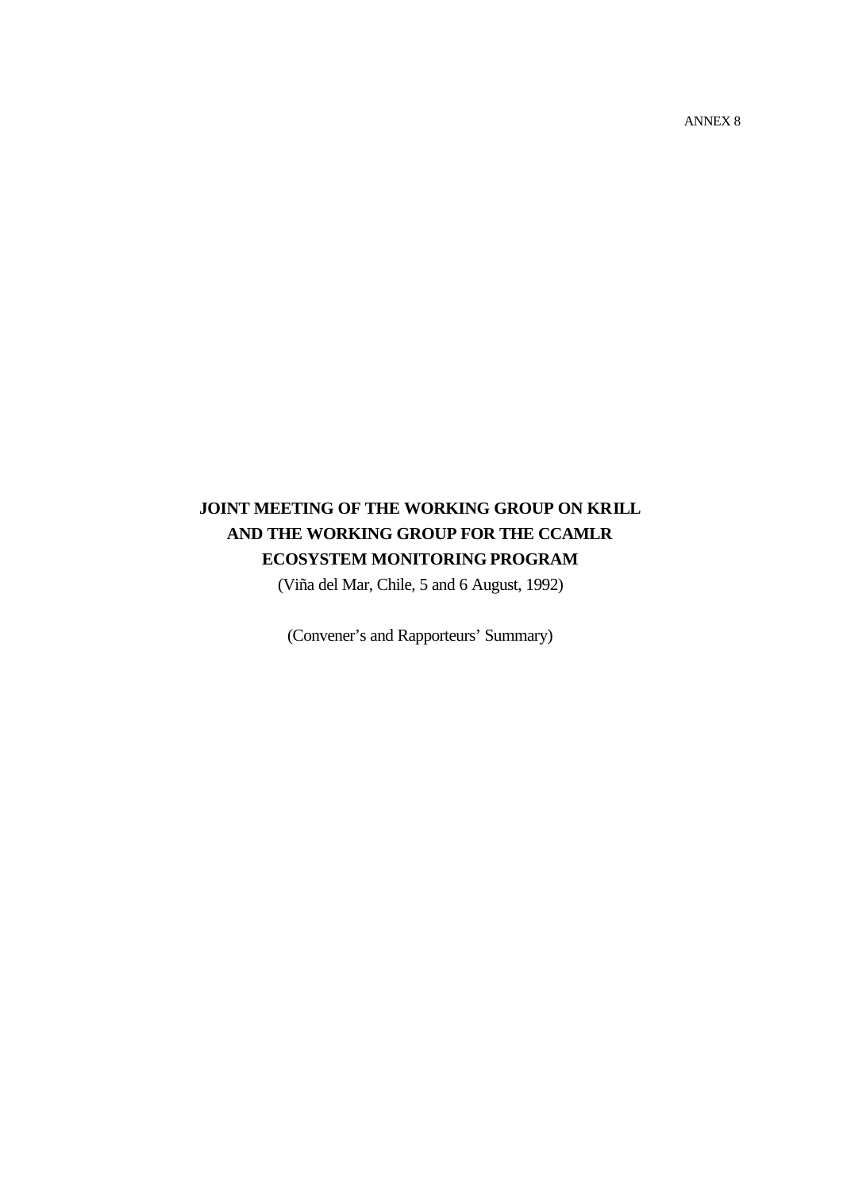ANNEX 8

# JOINT MEETING OF THE WORKING GROUP ON KRILL AND THE WORKING GROUP FOR THE CCAMLR ECOSYSTEM MONITORING PROGRAM

(Viña del Mar, Chile, 5 and 6 August, 1992)

(Convener's and Rapporteurs' Summary)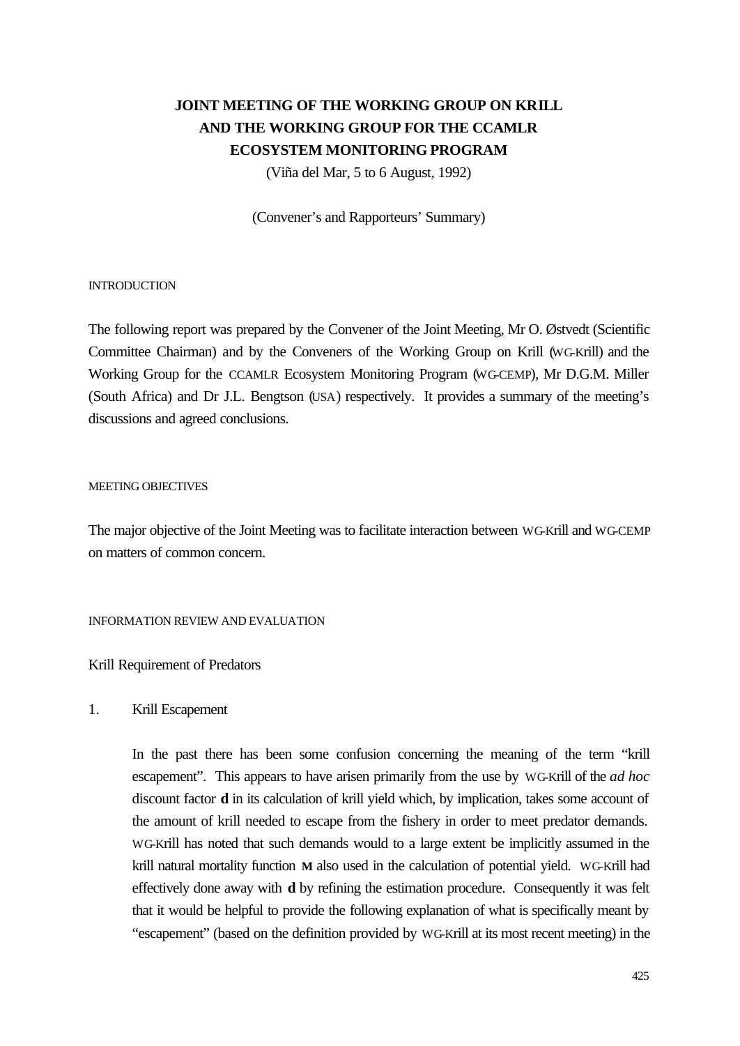# JOINT MEETING OF THE WORKING GROUP ON KRILL AND THE WORKING GROUP FOR THE CCAMLR ECOSYSTEM MONITORING PROGRAM

(Viña del Mar, 5 to 6 August, 1992)

(Convener's and Rapporteurs' Summary)

## INTRODUCTION

The following report was prepared by the Convener of the Joint Meeting, Mr O. Østvedt (Scientific Committee Chairman) and by the Conveners of the Working Group on Krill (WG-Krill) and the Working Group for the CCAMLR Ecosystem Monitoring Program (WG-CEMP), Mr D.G.M. Miller (South Africa) and Dr J.L. Bengtson (USA) respectively. It provides a summary of the meeting's discussions and agreed conclusions.

## MEETING OBJECTIVES

The major objective of the Joint Meeting was to facilitate interaction between WG-Krill and WG-CEMP on matters of common concern.

## INFORMATION REVIEW AND EVALUATION

### Krill Requirement of Predators

1. Krill Escapement

In the past there has been some confusion concerning the meaning of the term "krill escapement". This appears to have arisen primarily from the use by WG-Krill of the *ad hoc* discount factor **d** in its calculation of krill yield which, by implication, takes some account of the amount of krill needed to escape from the fishery in order to meet predator demands. WG-Krill has noted that such demands would to a large extent be implicitly assumed in the krill natural mortality function **M** also used in the calculation of potential yield. WG-Krill had effectively done away with **d** by refining the estimation procedure. Consequently it was felt that it would be helpful to provide the following explanation of what is specifically meant by "escapement" (based on the definition provided by WG-Krill at its most recent meeting) in the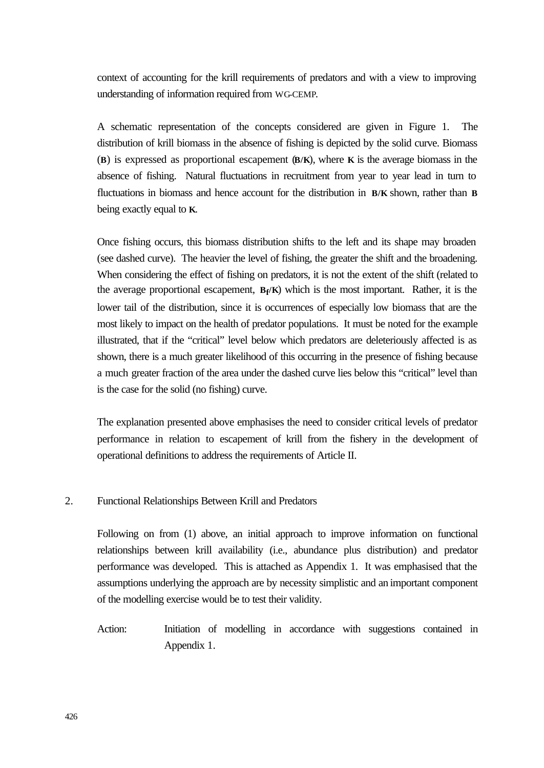context of accounting for the krill requirements of predators and with a view to improving understanding of information required from WG-CEMP.

A schematic representation of the concepts considered are given in Figure 1. The distribution of krill biomass in the absence of fishing is depicted by the solid curve. Biomass (**B**) is expressed as proportional escapement (**B/K**), where **K** is the average biomass in the absence of fishing. Natural fluctuations in recruitment from year to year lead in turn to fluctuations in biomass and hence account for the distribution in **B/K** shown, rather than **B** being exactly equal to **K**.

Once fishing occurs, this biomass distribution shifts to the left and its shape may broaden (see dashed curve). The heavier the level of fishing, the greater the shift and the broadening. When considering the effect of fishing on predators, it is not the extent of the shift (related to the average proportional escapement, $\mathbf{B_f/K}$) which is the most important. Rather, it is the lower tail of the distribution, since it is occurrences of especially low biomass that are the most likely to impact on the health of predator populations. It must be noted for the example illustrated, that if the "critical" level below which predators are deleteriously affected is as shown, there is a much greater likelihood of this occurring in the presence of fishing because a much greater fraction of the area under the dashed curve lies below this "critical" level than is the case for the solid (no fishing) curve.

The explanation presented above emphasises the need to consider critical levels of predator performance in relation to escapement of krill from the fishery in the development of operational definitions to address the requirements of Article II.

## 2. Functional Relationships Between Krill and Predators

Following on from (1) above, an initial approach to improve information on functional relationships between krill availability (i.e., abundance plus distribution) and predator performance was developed. This is attached as Appendix 1. It was emphasised that the assumptions underlying the approach are by necessity simplistic and an important component of the modelling exercise would be to test their validity.

Action: Initiation of modelling in accordance with suggestions contained in Appendix 1.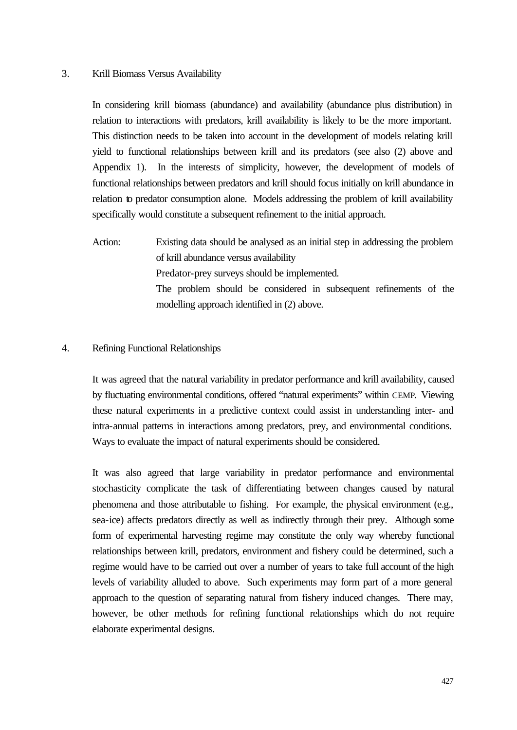## 3. Krill Biomass Versus Availability

In considering krill biomass (abundance) and availability (abundance plus distribution) in relation to interactions with predators, krill availability is likely to be the more important. This distinction needs to be taken into account in the development of models relating krill yield to functional relationships between krill and its predators (see also (2) above and Appendix 1). In the interests of simplicity, however, the development of models of functional relationships between predators and krill should focus initially on krill abundance in relation to predator consumption alone. Models addressing the problem of krill availability specifically would constitute a subsequent refinement to the initial approach.

Action: Existing data should be analysed as an initial step in addressing the problem of krill abundance versus availability

Predator-prey surveys should be implemented.

The problem should be considered in subsequent refinements of the modelling approach identified in (2) above.

## 4. Refining Functional Relationships

It was agreed that the natural variability in predator performance and krill availability, caused by fluctuating environmental conditions, offered "natural experiments" within CEMP. Viewing these natural experiments in a predictive context could assist in understanding inter- and intra-annual patterns in interactions among predators, prey, and environmental conditions. Ways to evaluate the impact of natural experiments should be considered.

It was also agreed that large variability in predator performance and environmental stochasticity complicate the task of differentiating between changes caused by natural phenomena and those attributable to fishing. For example, the physical environment (e.g., sea-ice) affects predators directly as well as indirectly through their prey. Although some form of experimental harvesting regime may constitute the only way whereby functional relationships between krill, predators, environment and fishery could be determined, such a regime would have to be carried out over a number of years to take full account of the high levels of variability alluded to above. Such experiments may form part of a more general approach to the question of separating natural from fishery induced changes. There may, however, be other methods for refining functional relationships which do not require elaborate experimental designs.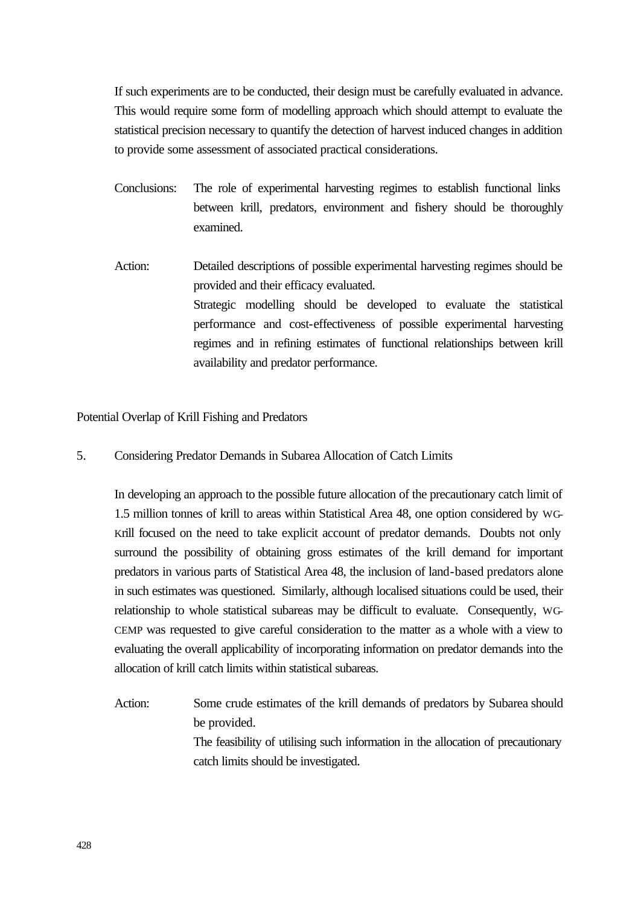If such experiments are to be conducted, their design must be carefully evaluated in advance. This would require some form of modelling approach which should attempt to evaluate the statistical precision necessary to quantify the detection of harvest induced changes in addition to provide some assessment of associated practical considerations.

Conclusions: The role of experimental harvesting regimes to establish functional links between krill, predators, environment and fishery should be thoroughly examined.

Action: Detailed descriptions of possible experimental harvesting regimes should be provided and their efficacy evaluated.
Strategic modelling should be developed to evaluate the statistical performance and cost-effectiveness of possible experimental harvesting regimes and in refining estimates of functional relationships between krill availability and predator performance.

## Potential Overlap of Krill Fishing and Predators

### 5. Considering Predator Demands in Subarea Allocation of Catch Limits

In developing an approach to the possible future allocation of the precautionary catch limit of 1.5 million tonnes of krill to areas within Statistical Area 48, one option considered by WG-Krill focused on the need to take explicit account of predator demands. Doubts not only surround the possibility of obtaining gross estimates of the krill demand for important predators in various parts of Statistical Area 48, the inclusion of land-based predators alone in such estimates was questioned. Similarly, although localised situations could be used, their relationship to whole statistical subareas may be difficult to evaluate. Consequently, WG-CEMP was requested to give careful consideration to the matter as a whole with a view to evaluating the overall applicability of incorporating information on predator demands into the allocation of krill catch limits within statistical subareas.

Action: Some crude estimates of the krill demands of predators by Subarea should be provided.
The feasibility of utilising such information in the allocation of precautionary catch limits should be investigated.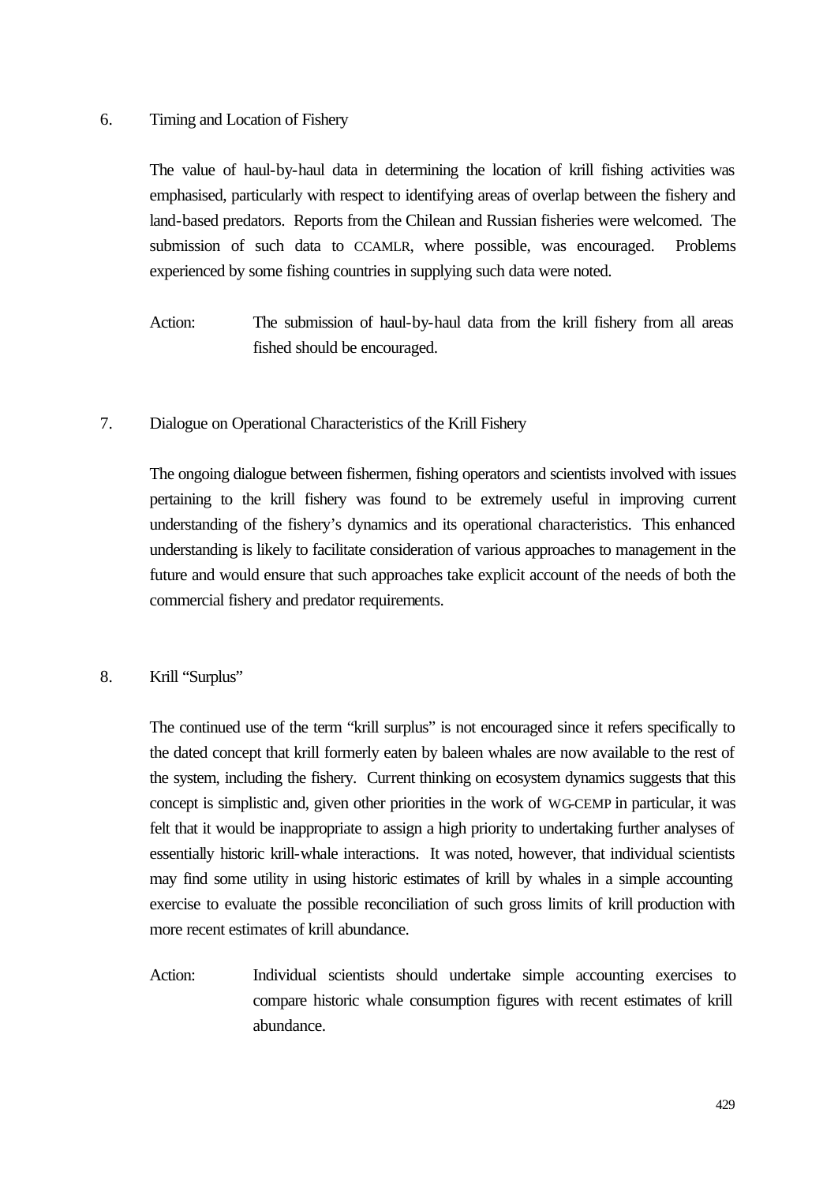6. Timing and Location of Fishery

The value of haul-by-haul data in determining the location of krill fishing activities was emphasised, particularly with respect to identifying areas of overlap between the fishery and land-based predators. Reports from the Chilean and Russian fisheries were welcomed. The submission of such data to CCAMLR, where possible, was encouraged. Problems experienced by some fishing countries in supplying such data were noted.

Action: The submission of haul-by-haul data from the krill fishery from all areas fished should be encouraged.

7. Dialogue on Operational Characteristics of the Krill Fishery

The ongoing dialogue between fishermen, fishing operators and scientists involved with issues pertaining to the krill fishery was found to be extremely useful in improving current understanding of the fishery's dynamics and its operational characteristics. This enhanced understanding is likely to facilitate consideration of various approaches to management in the future and would ensure that such approaches take explicit account of the needs of both the commercial fishery and predator requirements.

8. Krill "Surplus"

The continued use of the term "krill surplus" is not encouraged since it refers specifically to the dated concept that krill formerly eaten by baleen whales are now available to the rest of the system, including the fishery. Current thinking on ecosystem dynamics suggests that this concept is simplistic and, given other priorities in the work of WG-CEMP in particular, it was felt that it would be inappropriate to assign a high priority to undertaking further analyses of essentially historic krill-whale interactions. It was noted, however, that individual scientists may find some utility in using historic estimates of krill by whales in a simple accounting exercise to evaluate the possible reconciliation of such gross limits of krill production with more recent estimates of krill abundance.

Action: Individual scientists should undertake simple accounting exercises to compare historic whale consumption figures with recent estimates of krill abundance.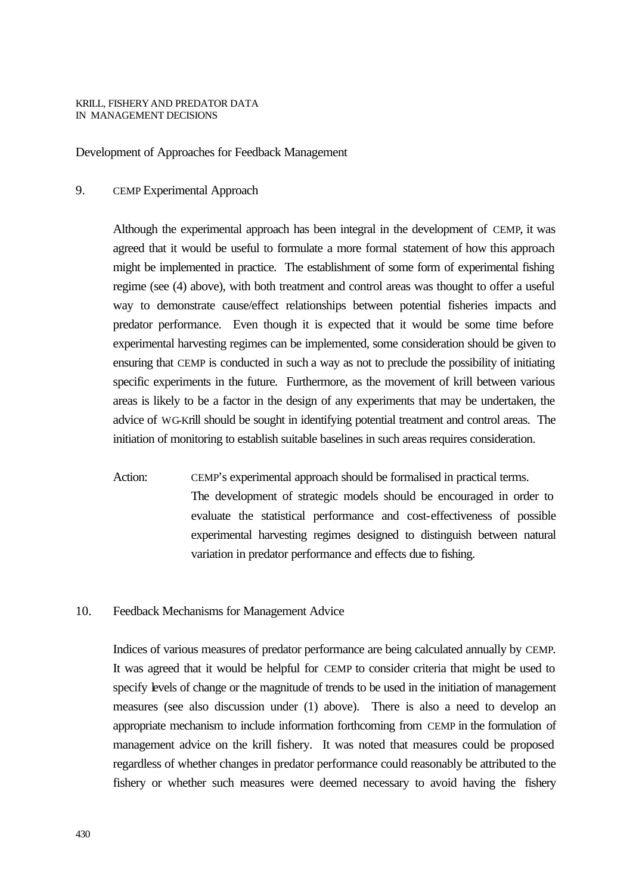## Development of Approaches for Feedback Management

### 9. CEMP Experimental Approach

Although the experimental approach has been integral in the development of CEMP, it was agreed that it would be useful to formulate a more formal statement of how this approach might be implemented in practice. The establishment of some form of experimental fishing regime (see (4) above), with both treatment and control areas was thought to offer a useful way to demonstrate cause/effect relationships between potential fisheries impacts and predator performance. Even though it is expected that it would be some time before experimental harvesting regimes can be implemented, some consideration should be given to ensuring that CEMP is conducted in such a way as not to preclude the possibility of initiating specific experiments in the future. Furthermore, as the movement of krill between various areas is likely to be a factor in the design of any experiments that may be undertaken, the advice of WG-Krill should be sought in identifying potential treatment and control areas. The initiation of monitoring to establish suitable baselines in such areas requires consideration.

Action: CEMP's experimental approach should be formalised in practical terms. The development of strategic models should be encouraged in order to evaluate the statistical performance and cost-effectiveness of possible experimental harvesting regimes designed to distinguish between natural variation in predator performance and effects due to fishing.

### 10. Feedback Mechanisms for Management Advice

Indices of various measures of predator performance are being calculated annually by CEMP. It was agreed that it would be helpful for CEMP to consider criteria that might be used to specify levels of change or the magnitude of trends to be used in the initiation of management measures (see also discussion under (1) above). There is also a need to develop an appropriate mechanism to include information forthcoming from CEMP in the formulation of management advice on the krill fishery. It was noted that measures could be proposed regardless of whether changes in predator performance could reasonably be attributed to the fishery or whether such measures were deemed necessary to avoid having the fishery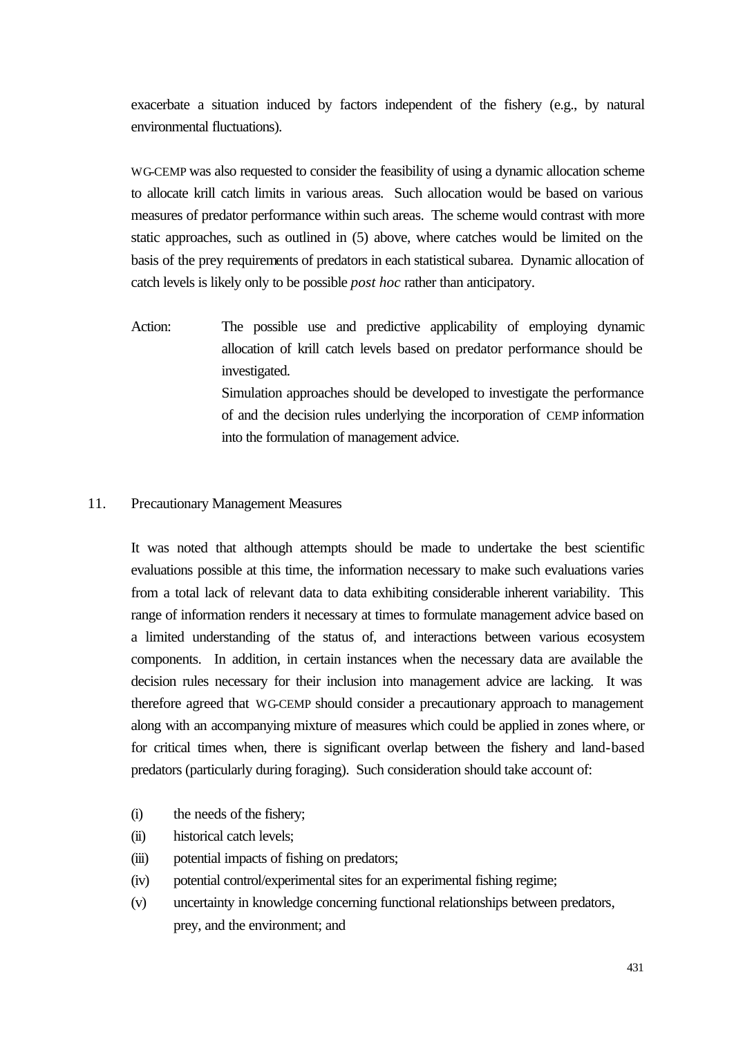exacerbate a situation induced by factors independent of the fishery (e.g., by natural environmental fluctuations).

WG-CEMP was also requested to consider the feasibility of using a dynamic allocation scheme to allocate krill catch limits in various areas. Such allocation would be based on various measures of predator performance within such areas. The scheme would contrast with more static approaches, such as outlined in (5) above, where catches would be limited on the basis of the prey requirements of predators in each statistical subarea. Dynamic allocation of catch levels is likely only to be possible *post hoc* rather than anticipatory.

Action: The possible use and predictive applicability of employing dynamic allocation of krill catch levels based on predator performance should be investigated.

Simulation approaches should be developed to investigate the performance of and the decision rules underlying the incorporation of CEMP information into the formulation of management advice.

## 11. Precautionary Management Measures

It was noted that although attempts should be made to undertake the best scientific evaluations possible at this time, the information necessary to make such evaluations varies from a total lack of relevant data to data exhibiting considerable inherent variability. This range of information renders it necessary at times to formulate management advice based on a limited understanding of the status of, and interactions between various ecosystem components. In addition, in certain instances when the necessary data are available the decision rules necessary for their inclusion into management advice are lacking. It was therefore agreed that WG-CEMP should consider a precautionary approach to management along with an accompanying mixture of measures which could be applied in zones where, or for critical times when, there is significant overlap between the fishery and land-based predators (particularly during foraging). Such consideration should take account of:

(i) the needs of the fishery;
(ii) historical catch levels;
(iii) potential impacts of fishing on predators;
(iv) potential control/experimental sites for an experimental fishing regime;
(v) uncertainty in knowledge concerning functional relationships between predators, prey, and the environment; and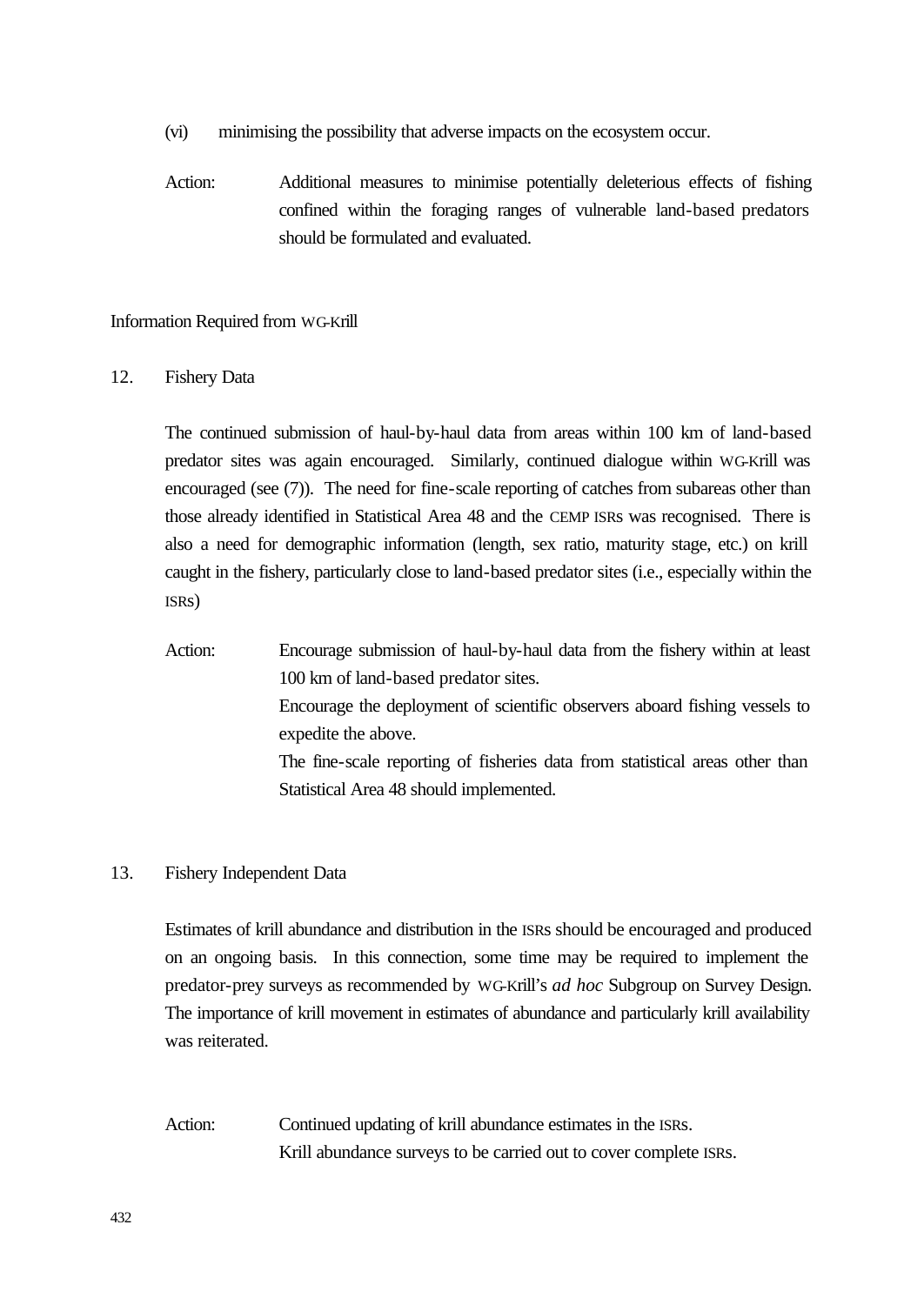(vi) minimising the possibility that adverse impacts on the ecosystem occur.

Action: Additional measures to minimise potentially deleterious effects of fishing confined within the foraging ranges of vulnerable land-based predators should be formulated and evaluated.

Information Required from WG-Krill

12. Fishery Data

The continued submission of haul-by-haul data from areas within 100 km of land-based predator sites was again encouraged. Similarly, continued dialogue within WG-Krill was encouraged (see (7)). The need for fine-scale reporting of catches from subareas other than those already identified in Statistical Area 48 and the CEMP ISRs was recognised. There is also a need for demographic information (length, sex ratio, maturity stage, etc.) on krill caught in the fishery, particularly close to land-based predator sites (i.e., especially within the ISRs)

Action: Encourage submission of haul-by-haul data from the fishery within at least 100 km of land-based predator sites.
Encourage the deployment of scientific observers aboard fishing vessels to expedite the above.
The fine-scale reporting of fisheries data from statistical areas other than Statistical Area 48 should implemented.

13. Fishery Independent Data

Estimates of krill abundance and distribution in the ISRs should be encouraged and produced on an ongoing basis. In this connection, some time may be required to implement the predator-prey surveys as recommended by WG-Krill's *ad hoc* Subgroup on Survey Design. The importance of krill movement in estimates of abundance and particularly krill availability was reiterated.

Action: Continued updating of krill abundance estimates in the ISRs.
Krill abundance surveys to be carried out to cover complete ISRs.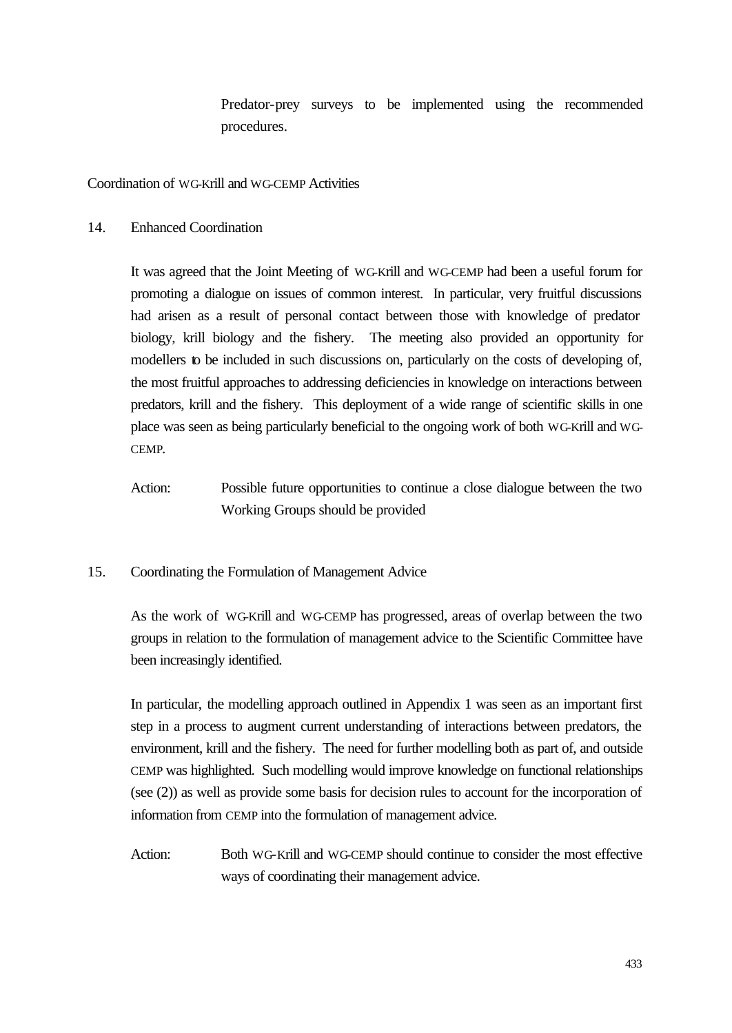Predator-prey surveys to be implemented using the recommended procedures.

## Coordination of WG-Krill and WG-CEMP Activities

14. Enhanced Coordination

It was agreed that the Joint Meeting of WG-Krill and WG-CEMP had been a useful forum for promoting a dialogue on issues of common interest. In particular, very fruitful discussions had arisen as a result of personal contact between those with knowledge of predator biology, krill biology and the fishery. The meeting also provided an opportunity for modellers to be included in such discussions on, particularly on the costs of developing of, the most fruitful approaches to addressing deficiencies in knowledge on interactions between predators, krill and the fishery. This deployment of a wide range of scientific skills in one place was seen as being particularly beneficial to the ongoing work of both WG-Krill and WG-CEMP.

Action: Possible future opportunities to continue a close dialogue between the two Working Groups should be provided

15. Coordinating the Formulation of Management Advice

As the work of WG-Krill and WG-CEMP has progressed, areas of overlap between the two groups in relation to the formulation of management advice to the Scientific Committee have been increasingly identified.

In particular, the modelling approach outlined in Appendix 1 was seen as an important first step in a process to augment current understanding of interactions between predators, the environment, krill and the fishery. The need for further modelling both as part of, and outside CEMP was highlighted. Such modelling would improve knowledge on functional relationships (see (2)) as well as provide some basis for decision rules to account for the incorporation of information from CEMP into the formulation of management advice.

Action: Both WG-Krill and WG-CEMP should continue to consider the most effective ways of coordinating their management advice.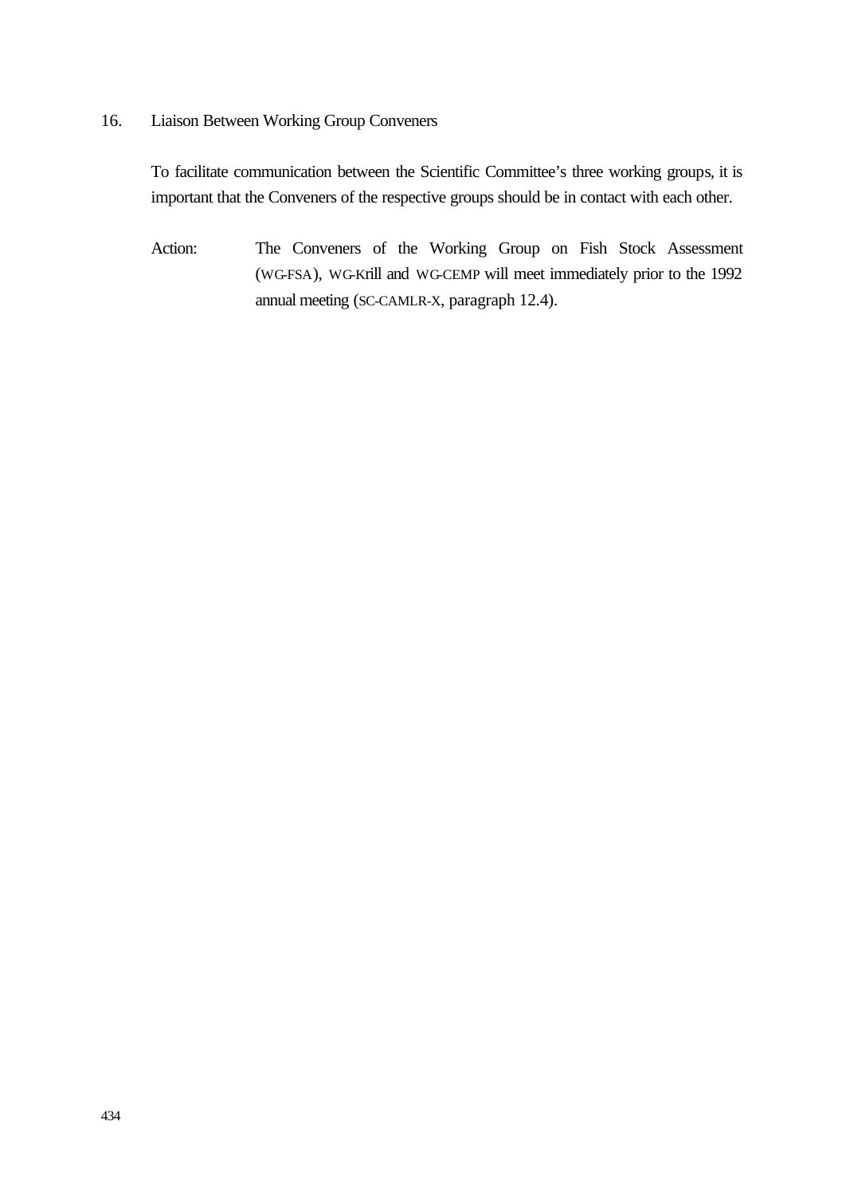16. Liaison Between Working Group Conveners

To facilitate communication between the Scientific Committee's three working groups, it is important that the Conveners of the respective groups should be in contact with each other.

Action: The Conveners of the Working Group on Fish Stock Assessment (WG-FSA), WG-Krill and WG-CEMP will meet immediately prior to the 1992 annual meeting (SC-CAMLR-X, paragraph 12.4).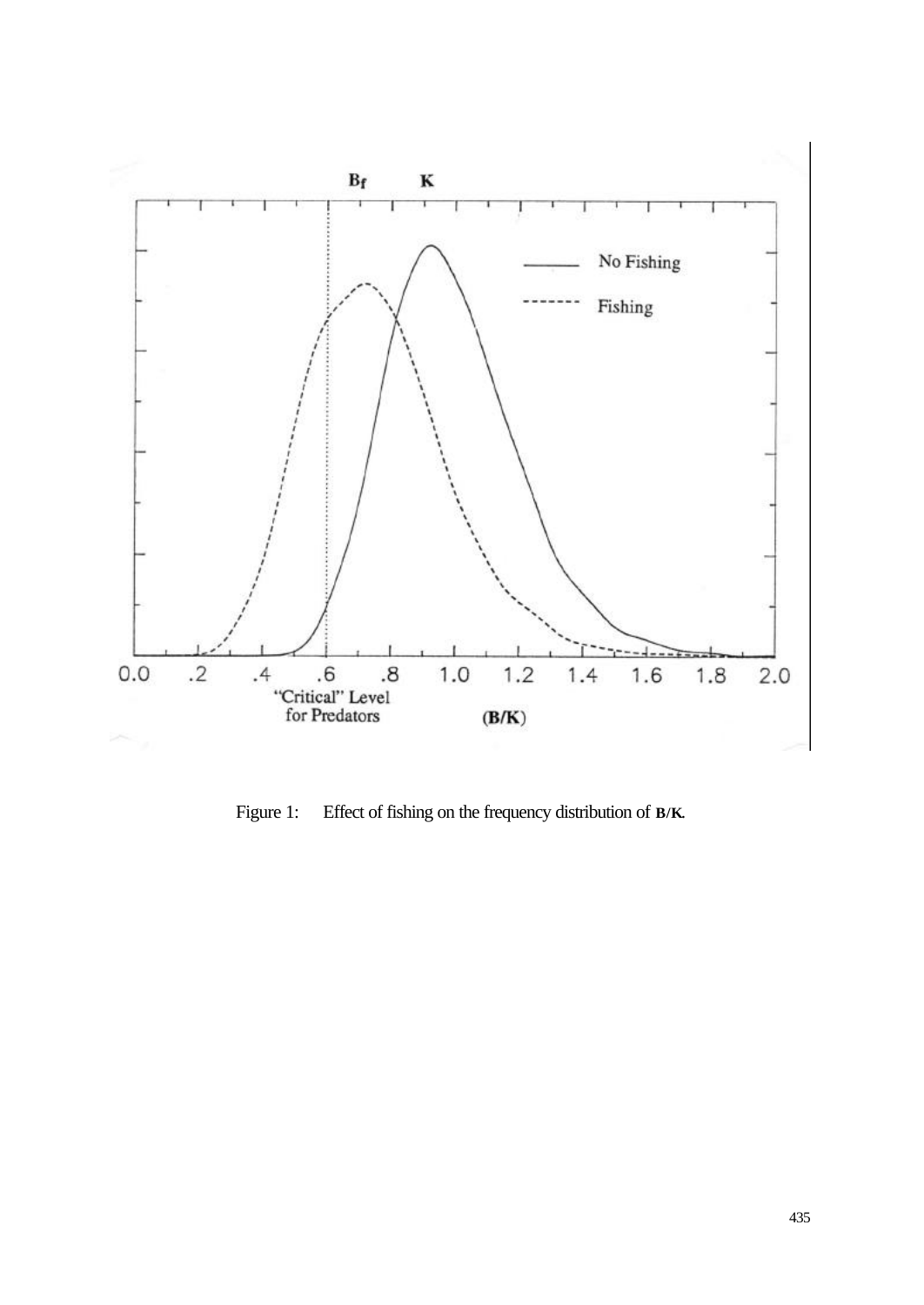Figure 1: Effect of fishing on the frequency distribution of **B/K**.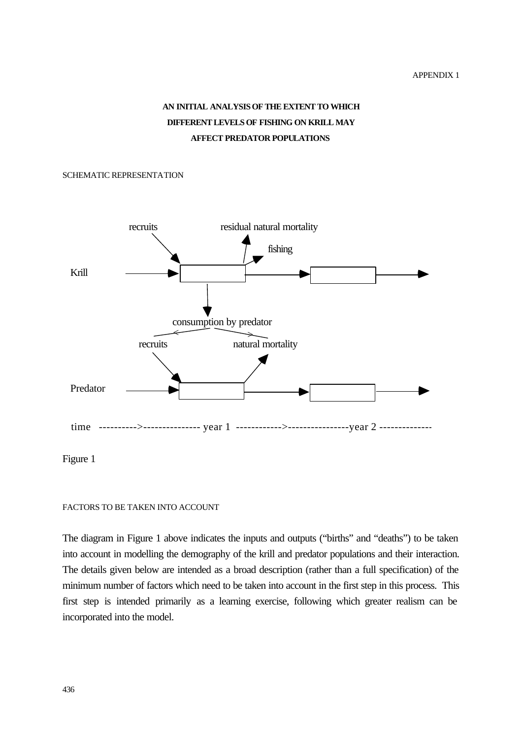APPENDIX 1

# AN INITIAL ANALYSIS OF THE EXTENT TO WHICH DIFFERENT LEVELS OF FISHING ON KRILL MAY AFFECT PREDATOR POPULATIONS

## SCHEMATIC REPRESENTATION

recruits    residual natural mortality

fishing

Krill

consumption by predator

recruits    natural mortality

Predator

time ---------->--------------- year 1 ------------>----------------year 2 --------------

Figure 1

## FACTORS TO BE TAKEN INTO ACCOUNT

The diagram in Figure 1 above indicates the inputs and outputs ("births" and "deaths") to be taken into account in modelling the demography of the krill and predator populations and their interaction. The details given below are intended as a broad description (rather than a full specification) of the minimum number of factors which need to be taken into account in the first step in this process. This first step is intended primarily as a learning exercise, following which greater realism can be incorporated into the model.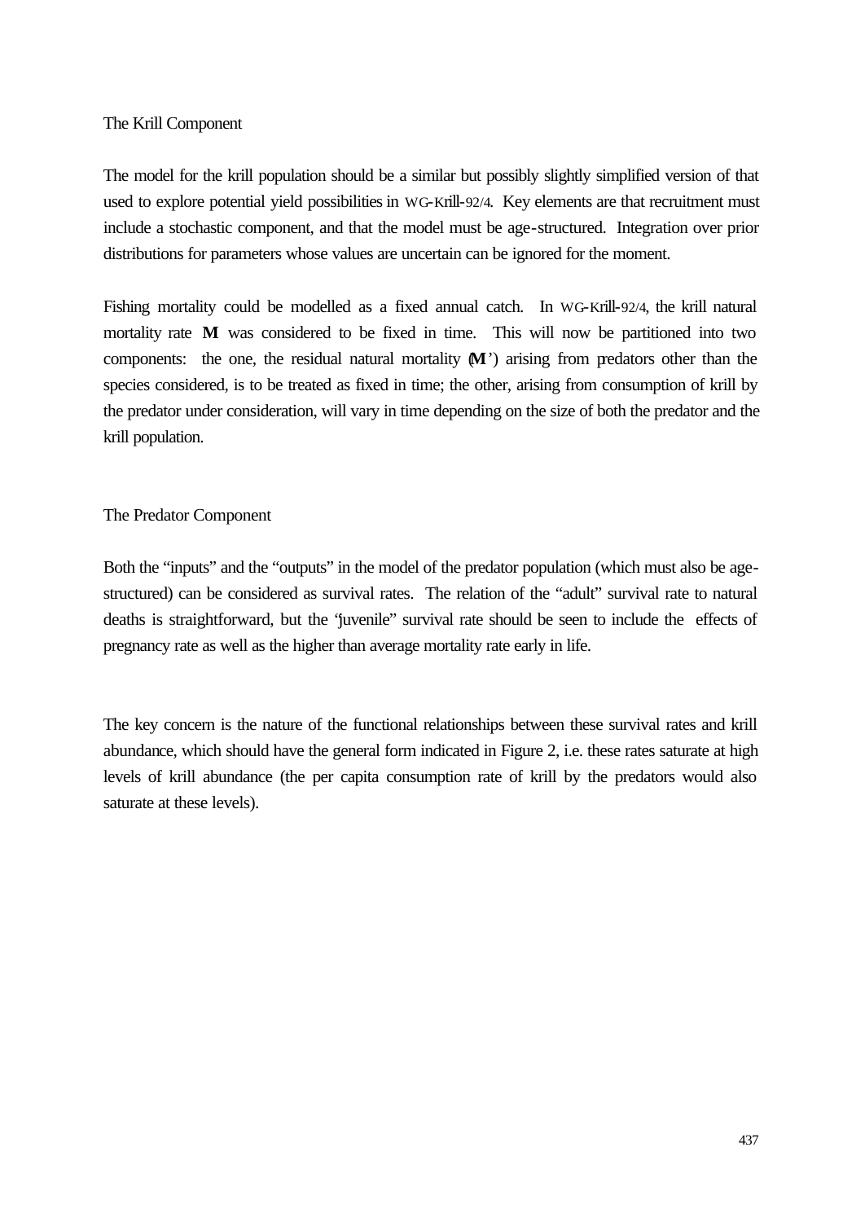## The Krill Component

The model for the krill population should be a similar but possibly slightly simplified version of that used to explore potential yield possibilities in WG-Krill-92/4. Key elements are that recruitment must include a stochastic component, and that the model must be age-structured. Integration over prior distributions for parameters whose values are uncertain can be ignored for the moment.

Fishing mortality could be modelled as a fixed annual catch. In WG-Krill-92/4, the krill natural mortality rate **M** was considered to be fixed in time. This will now be partitioned into two components: the one, the residual natural mortality (**M**') arising from predators other than the species considered, is to be treated as fixed in time; the other, arising from consumption of krill by the predator under consideration, will vary in time depending on the size of both the predator and the krill population.

## The Predator Component

Both the "inputs" and the "outputs" in the model of the predator population (which must also be age-structured) can be considered as survival rates. The relation of the "adult" survival rate to natural deaths is straightforward, but the "juvenile" survival rate should be seen to include the effects of pregnancy rate as well as the higher than average mortality rate early in life.

The key concern is the nature of the functional relationships between these survival rates and krill abundance, which should have the general form indicated in Figure 2, i.e. these rates saturate at high levels of krill abundance (the per capita consumption rate of krill by the predators would also saturate at these levels).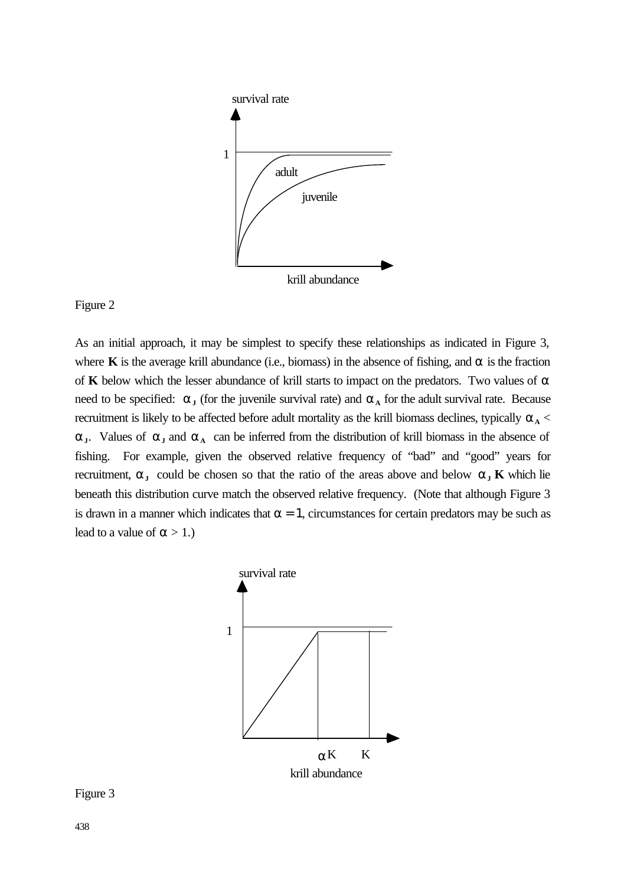Figure 2

As an initial approach, it may be simplest to specify these relationships as indicated in Figure 3, where **K** is the average krill abundance (i.e., biomass) in the absence of fishing, and $\alpha$ is the fraction of **K** below which the lesser abundance of krill starts to impact on the predators. Two values of $\alpha$ need to be specified: $\alpha_J$ (for the juvenile survival rate) and $\alpha_A$ for the adult survival rate. Because recruitment is likely to be affected before adult mortality as the krill biomass declines, typically $\alpha_A < \alpha_J$. Values of $\alpha_J$ and $\alpha_A$ can be inferred from the distribution of krill biomass in the absence of fishing. For example, given the observed relative frequency of "bad" and "good" years for recruitment, $\alpha_J$ could be chosen so that the ratio of the areas above and below $\alpha_J$ **K** which lie beneath this distribution curve match the observed relative frequency. (Note that although Figure 3 is drawn in a manner which indicates that $\alpha = 1$, circumstances for certain predators may be such as lead to a value of $\alpha > 1$.)

Figure 3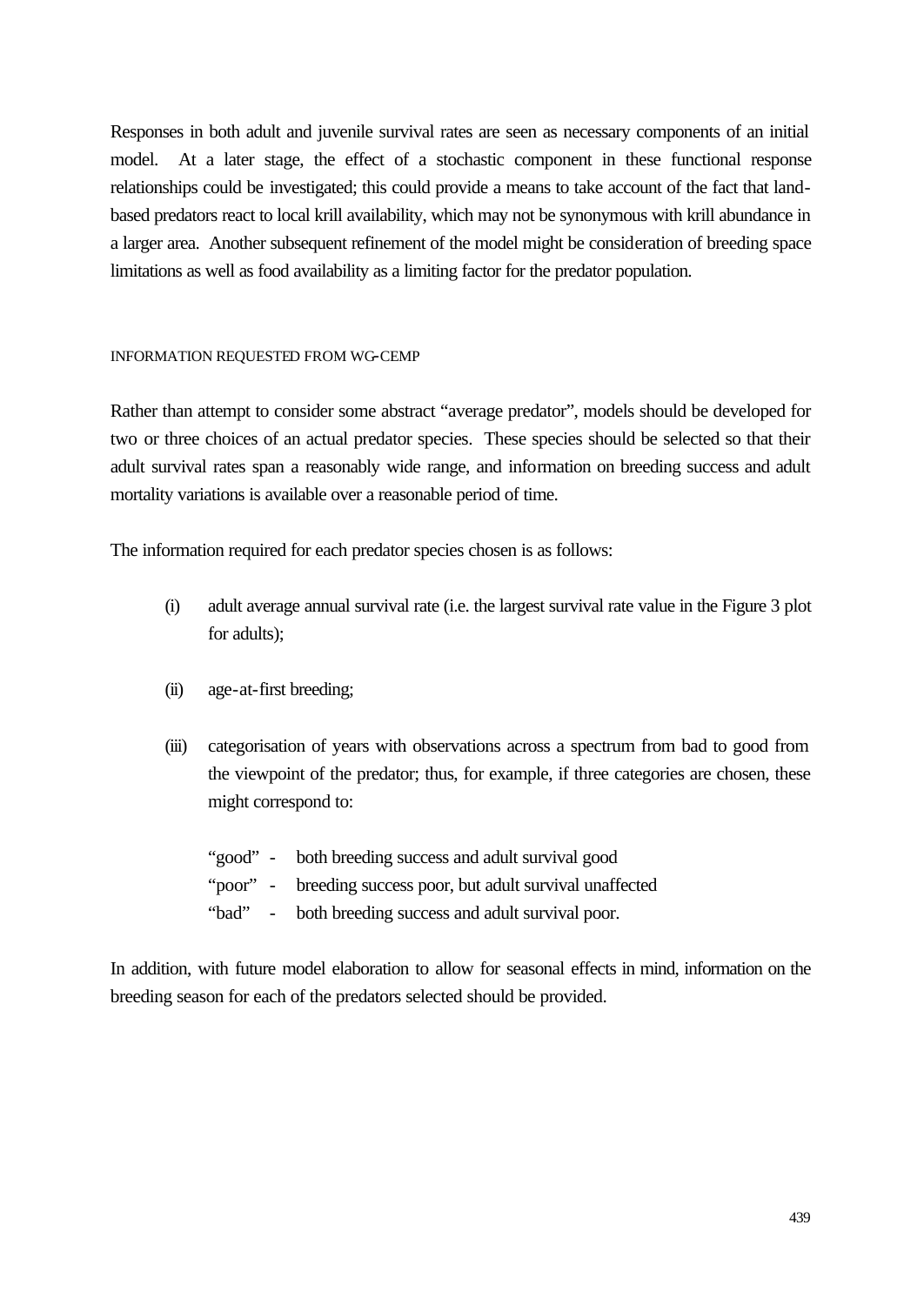Responses in both adult and juvenile survival rates are seen as necessary components of an initial model. At a later stage, the effect of a stochastic component in these functional response relationships could be investigated; this could provide a means to take account of the fact that land-based predators react to local krill availability, which may not be synonymous with krill abundance in a larger area. Another subsequent refinement of the model might be consideration of breeding space limitations as well as food availability as a limiting factor for the predator population.

## INFORMATION REQUESTED FROM WG-CEMP

Rather than attempt to consider some abstract "average predator", models should be developed for two or three choices of an actual predator species. These species should be selected so that their adult survival rates span a reasonably wide range, and information on breeding success and adult mortality variations is available over a reasonable period of time.

The information required for each predator species chosen is as follows:

(i) adult average annual survival rate (i.e. the largest survival rate value in the Figure 3 plot for adults);

(ii) age-at-first breeding;

(iii) categorisation of years with observations across a spectrum from bad to good from the viewpoint of the predator; thus, for example, if three categories are chosen, these might correspond to:

"good" - both breeding success and adult survival good
"poor" - breeding success poor, but adult survival unaffected
"bad" - both breeding success and adult survival poor.

In addition, with future model elaboration to allow for seasonal effects in mind, information on the breeding season for each of the predators selected should be provided.